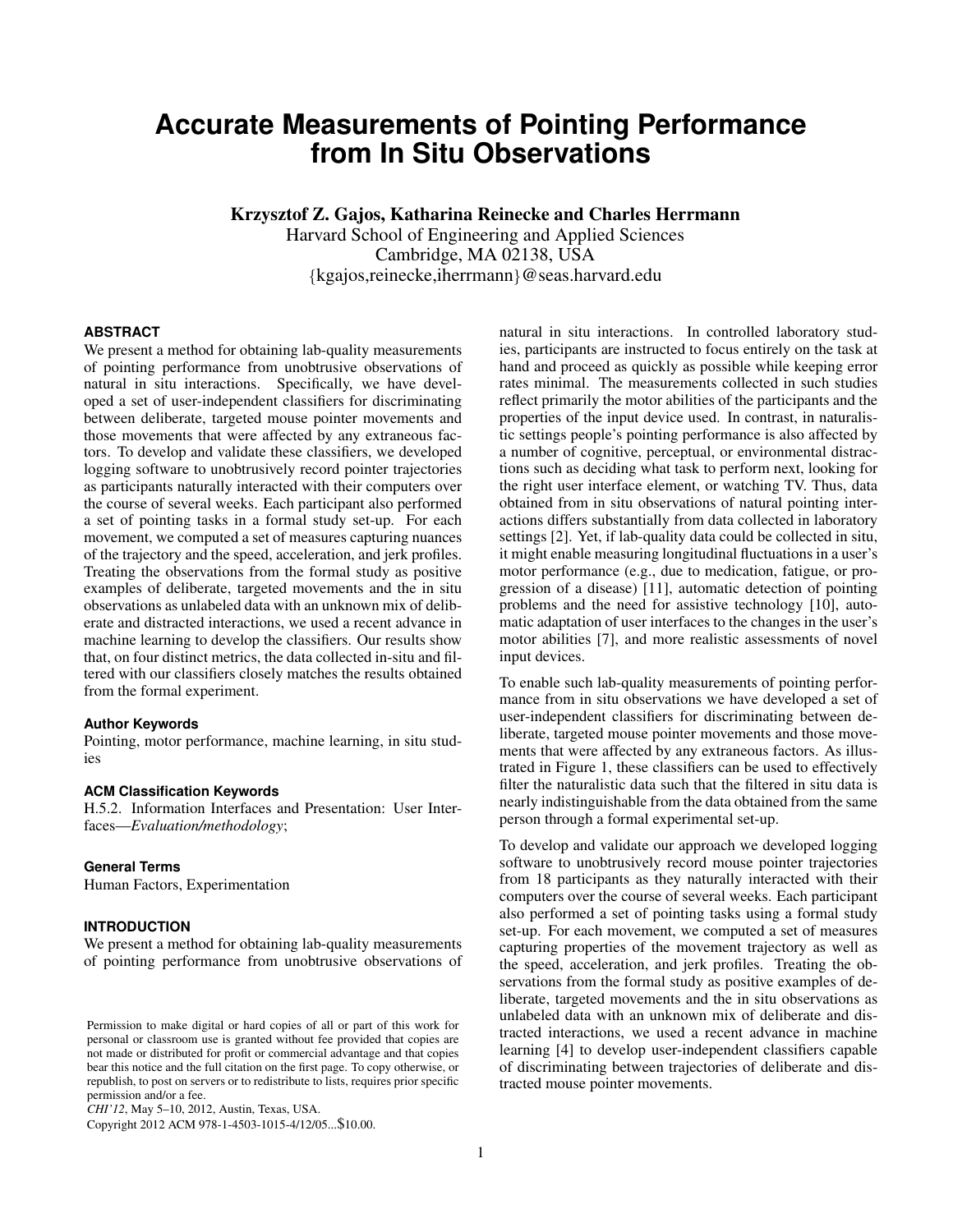# Accurate Measurements of Pointing Performance from In Situ Observations

**Krzysztof Z. Gajos, Katharina Reinecke and Charles Herrmann**
Harvard School of Engineering and Applied Sciences
Cambridge, MA 02138, USA
{kgajos,reinecke,iherrmann}@seas.harvard.edu

## ABSTRACT

We present a method for obtaining lab-quality measurements of pointing performance from unobtrusive observations of natural in situ interactions. Specifically, we have developed a set of user-independent classifiers for discriminating between deliberate, targeted mouse pointer movements and those movements that were affected by any extraneous factors. To develop and validate these classifiers, we developed logging software to unobtrusively record pointer trajectories as participants naturally interacted with their computers over the course of several weeks. Each participant also performed a set of pointing tasks in a formal study set-up. For each movement, we computed a set of measures capturing nuances of the trajectory and the speed, acceleration, and jerk profiles. Treating the observations from the formal study as positive examples of deliberate, targeted movements and the in situ observations as unlabeled data with an unknown mix of deliberate and distracted interactions, we used a recent advance in machine learning to develop the classifiers. Our results show that, on four distinct metrics, the data collected in-situ and filtered with our classifiers closely matches the results obtained from the formal experiment.

### Author Keywords

Pointing, motor performance, machine learning, in situ studies

### ACM Classification Keywords

H.5.2. Information Interfaces and Presentation: User Interfaces—*Evaluation/methodology*;

### General Terms

Human Factors, Experimentation

## INTRODUCTION

We present a method for obtaining lab-quality measurements of pointing performance from unobtrusive observations of natural in situ interactions. In controlled laboratory studies, participants are instructed to focus entirely on the task at hand and proceed as quickly as possible while keeping error rates minimal. The measurements collected in such studies reflect primarily the motor abilities of the participants and the properties of the input device used. In contrast, in naturalistic settings people's pointing performance is also affected by a number of cognitive, perceptual, or environmental distractions such as deciding what task to perform next, looking for the right user interface element, or watching TV. Thus, data obtained from in situ observations of natural pointing interactions differs substantially from data collected in laboratory settings [2]. Yet, if lab-quality data could be collected in situ, it might enable measuring longitudinal fluctuations in a user's motor performance (e.g., due to medication, fatigue, or progression of a disease) [11], automatic detection of pointing problems and the need for assistive technology [10], automatic adaptation of user interfaces to the changes in the user's motor abilities [7], and more realistic assessments of novel input devices.

To enable such lab-quality measurements of pointing performance from in situ observations we have developed a set of user-independent classifiers for discriminating between deliberate, targeted mouse pointer movements and those movements that were affected by any extraneous factors. As illustrated in Figure 1, these classifiers can be used to effectively filter the naturalistic data such that the filtered in situ data is nearly indistinguishable from the data obtained from the same person through a formal experimental set-up.

To develop and validate our approach we developed logging software to unobtrusively record mouse pointer trajectories from 18 participants as they naturally interacted with their computers over the course of several weeks. Each participant also performed a set of pointing tasks using a formal study set-up. For each movement, we computed a set of measures capturing properties of the movement trajectory as well as the speed, acceleration, and jerk profiles. Treating the observations from the formal study as positive examples of deliberate, targeted movements and the in situ observations as unlabeled data with an unknown mix of deliberate and distracted interactions, we used a recent advance in machine learning [4] to develop user-independent classifiers capable of discriminating between trajectories of deliberate and distracted mouse pointer movements.

Permission to make digital or hard copies of all or part of this work for personal or classroom use is granted without fee provided that copies are not made or distributed for profit or commercial advantage and that copies bear this notice and the full citation on the first page. To copy otherwise, or republish, to post on servers or to redistribute to lists, requires prior specific permission and/or a fee.
*CHI'12*, May 5–10, 2012, Austin, Texas, USA.
Copyright 2012 ACM 978-1-4503-1015-4/12/05...$10.00.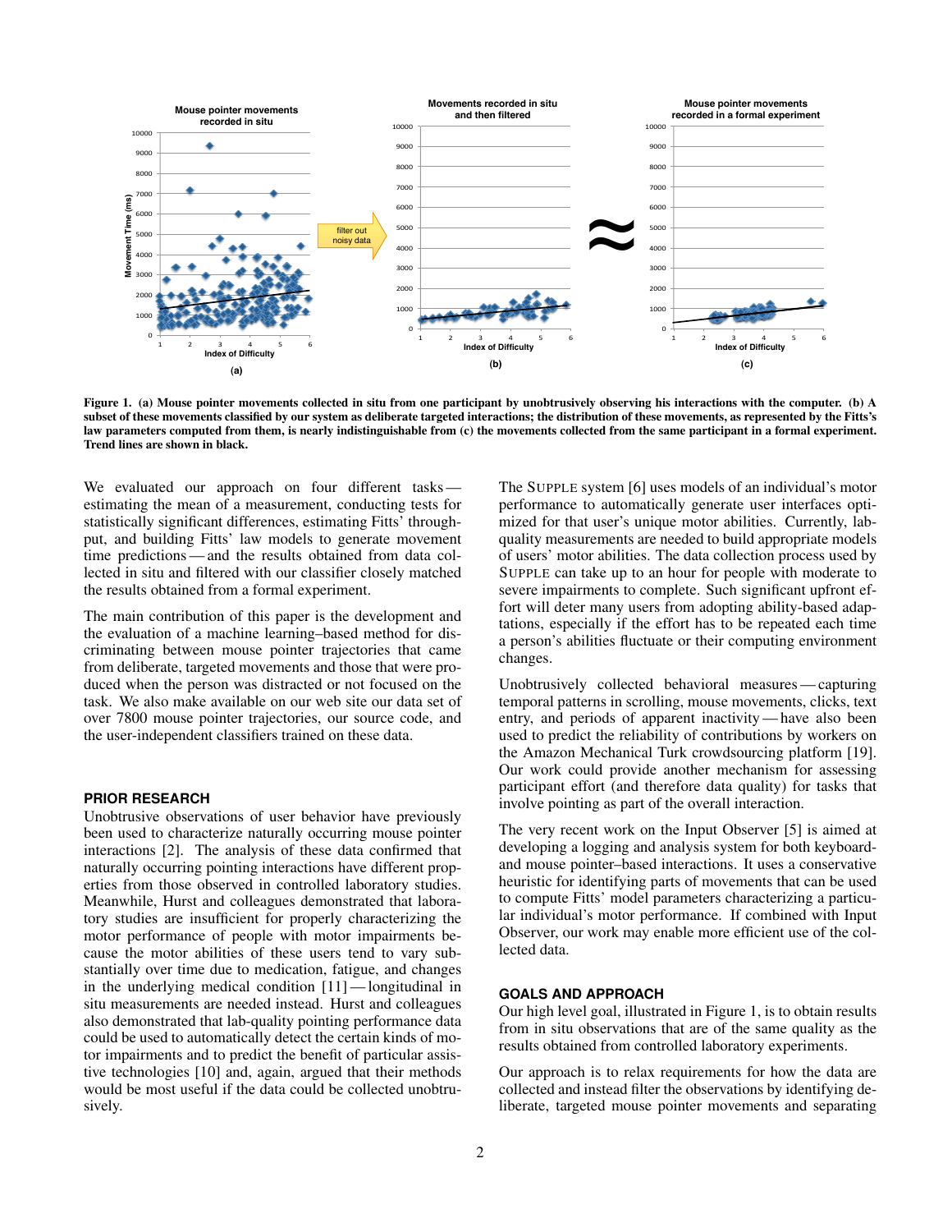Figure 1. (a) Mouse pointer movements collected in situ from one participant by unobtrusively observing his interactions with the computer. (b) A subset of these movements classified by our system as deliberate targeted interactions; the distribution of these movements, as represented by the Fitts's law parameters computed from them, is nearly indistinguishable from (c) the movements collected from the same participant in a formal experiment. Trend lines are shown in black.

We evaluated our approach on four different tasks — estimating the mean of a measurement, conducting tests for statistically significant differences, estimating Fitts' throughput, and building Fitts' law models to generate movement time predictions — and the results obtained from data collected in situ and filtered with our classifier closely matched the results obtained from a formal experiment.

The main contribution of this paper is the development and the evaluation of a machine learning–based method for discriminating between mouse pointer trajectories that came from deliberate, targeted movements and those that were produced when the person was distracted or not focused on the task. We also make available on our web site our data set of over 7800 mouse pointer trajectories, our source code, and the user-independent classifiers trained on these data.

## PRIOR RESEARCH

Unobtrusive observations of user behavior have previously been used to characterize naturally occurring mouse pointer interactions [2]. The analysis of these data confirmed that naturally occurring pointing interactions have different properties from those observed in controlled laboratory studies. Meanwhile, Hurst and colleagues demonstrated that laboratory studies are insufficient for properly characterizing the motor performance of people with motor impairments because the motor abilities of these users tend to vary substantially over time due to medication, fatigue, and changes in the underlying medical condition [11] — longitudinal in situ measurements are needed instead. Hurst and colleagues also demonstrated that lab-quality pointing performance data could be used to automatically detect the certain kinds of motor impairments and to predict the benefit of particular assistive technologies [10] and, again, argued that their methods would be most useful if the data could be collected unobtrusively.

The SUPPLE system [6] uses models of an individual's motor performance to automatically generate user interfaces optimized for that user's unique motor abilities. Currently, lab-quality measurements are needed to build appropriate models of users' motor abilities. The data collection process used by SUPPLE can take up to an hour for people with moderate to severe impairments to complete. Such significant upfront effort will deter many users from adopting ability-based adaptations, especially if the effort has to be repeated each time a person's abilities fluctuate or their computing environment changes.

Unobtrusively collected behavioral measures — capturing temporal patterns in scrolling, mouse movements, clicks, text entry, and periods of apparent inactivity — have also been used to predict the reliability of contributions by workers on the Amazon Mechanical Turk crowdsourcing platform [19]. Our work could provide another mechanism for assessing participant effort (and therefore data quality) for tasks that involve pointing as part of the overall interaction.

The very recent work on the Input Observer [5] is aimed at developing a logging and analysis system for both keyboard- and mouse pointer–based interactions. It uses a conservative heuristic for identifying parts of movements that can be used to compute Fitts' model parameters characterizing a particular individual's motor performance. If combined with Input Observer, our work may enable more efficient use of the collected data.

## GOALS AND APPROACH

Our high level goal, illustrated in Figure 1, is to obtain results from in situ observations that are of the same quality as the results obtained from controlled laboratory experiments.

Our approach is to relax requirements for how the data are collected and instead filter the observations by identifying deliberate, targeted mouse pointer movements and separating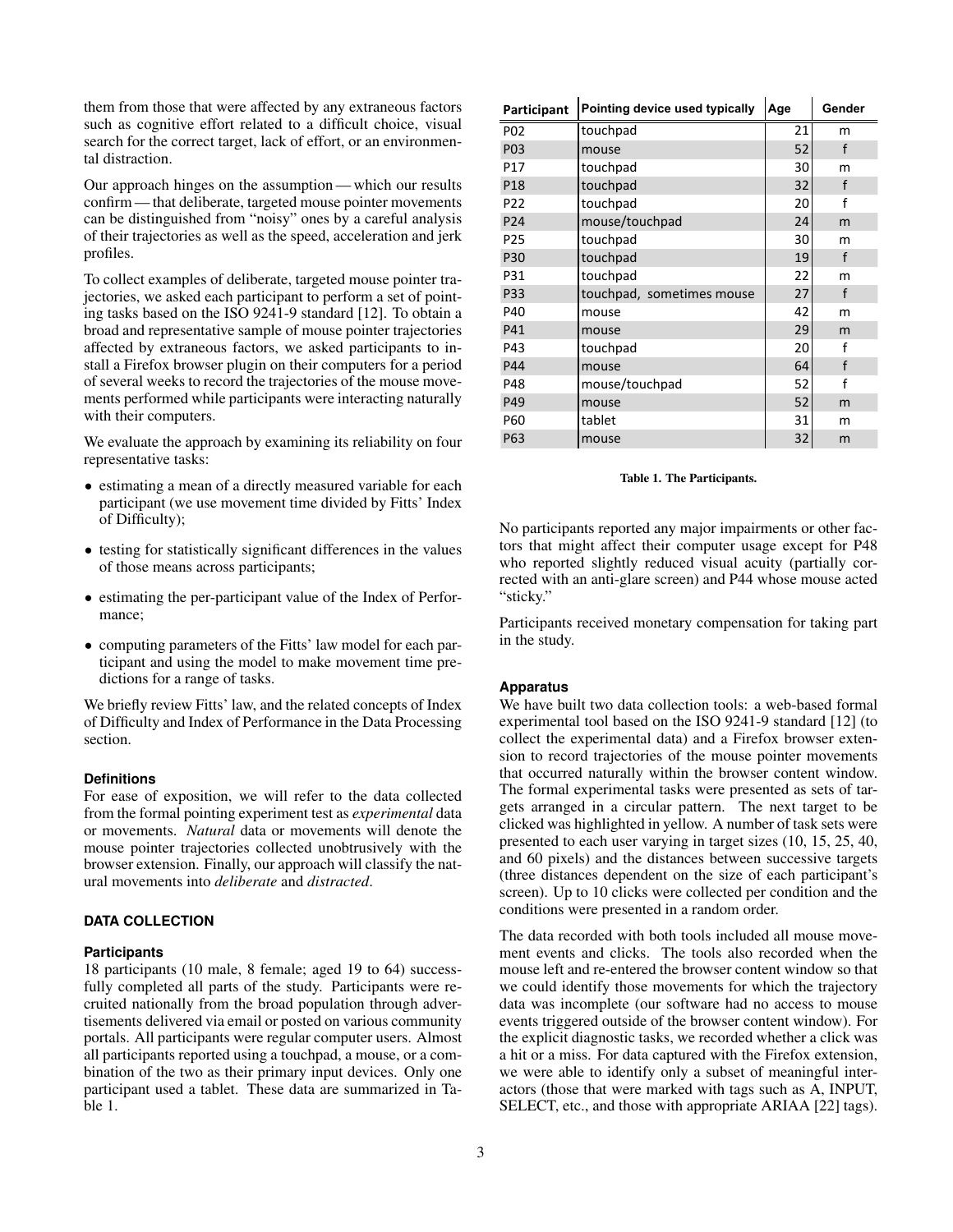them from those that were affected by any extraneous factors such as cognitive effort related to a difficult choice, visual search for the correct target, lack of effort, or an environmental distraction.

Our approach hinges on the assumption — which our results confirm — that deliberate, targeted mouse pointer movements can be distinguished from "noisy" ones by a careful analysis of their trajectories as well as the speed, acceleration and jerk profiles.

To collect examples of deliberate, targeted mouse pointer trajectories, we asked each participant to perform a set of pointing tasks based on the ISO 9241-9 standard [12]. To obtain a broad and representative sample of mouse pointer trajectories affected by extraneous factors, we asked participants to install a Firefox browser plugin on their computers for a period of several weeks to record the trajectories of the mouse movements performed while participants were interacting naturally with their computers.

We evaluate the approach by examining its reliability on four representative tasks:

- estimating a mean of a directly measured variable for each participant (we use movement time divided by Fitts' Index of Difficulty);
- testing for statistically significant differences in the values of those means across participants;
- estimating the per-participant value of the Index of Performance;
- computing parameters of the Fitts' law model for each participant and using the model to make movement time predictions for a range of tasks.

We briefly review Fitts' law, and the related concepts of Index of Difficulty and Index of Performance in the Data Processing section.

### Definitions

For ease of exposition, we will refer to the data collected from the formal pointing experiment test as *experimental* data or movements. *Natural* data or movements will denote the mouse pointer trajectories collected unobtrusively with the browser extension. Finally, our approach will classify the natural movements into *deliberate* and *distracted*.

## DATA COLLECTION

### Participants

18 participants (10 male, 8 female; aged 19 to 64) successfully completed all parts of the study. Participants were recruited nationally from the broad population through advertisements delivered via email or posted on various community portals. All participants were regular computer users. Almost all participants reported using a touchpad, a mouse, or a combination of the two as their primary input devices. Only one participant used a tablet. These data are summarized in Table 1.

| Participant | Pointing device used typically | Age | Gender |
|---|---|---|---|
| P02 | touchpad | 21 | m |
| P03 | mouse | 52 | f |
| P17 | touchpad | 30 | m |
| P18 | touchpad | 32 | f |
| P22 | touchpad | 20 | f |
| P24 | mouse/touchpad | 24 | m |
| P25 | touchpad | 30 | m |
| P30 | touchpad | 19 | f |
| P31 | touchpad | 22 | m |
| P33 | touchpad, sometimes mouse | 27 | f |
| P40 | mouse | 42 | m |
| P41 | mouse | 29 | m |
| P43 | touchpad | 20 | f |
| P44 | mouse | 64 | f |
| P48 | mouse/touchpad | 52 | f |
| P49 | mouse | 52 | m |
| P60 | tablet | 31 | m |
| P63 | mouse | 32 | m |

**Table 1. The Participants.**

No participants reported any major impairments or other factors that might affect their computer usage except for P48 who reported slightly reduced visual acuity (partially corrected with an anti-glare screen) and P44 whose mouse acted "sticky."

Participants received monetary compensation for taking part in the study.

### Apparatus

We have built two data collection tools: a web-based formal experimental tool based on the ISO 9241-9 standard [12] (to collect the experimental data) and a Firefox browser extension to record trajectories of the mouse pointer movements that occurred naturally within the browser content window. The formal experimental tasks were presented as sets of targets arranged in a circular pattern. The next target to be clicked was highlighted in yellow. A number of task sets were presented to each user varying in target sizes (10, 15, 25, 40, and 60 pixels) and the distances between successive targets (three distances dependent on the size of each participant's screen). Up to 10 clicks were collected per condition and the conditions were presented in a random order.

The data recorded with both tools included all mouse movement events and clicks. The tools also recorded when the mouse left and re-entered the browser content window so that we could identify those movements for which the trajectory data was incomplete (our software had no access to mouse events triggered outside of the browser content window). For the explicit diagnostic tasks, we recorded whether a click was a hit or a miss. For data captured with the Firefox extension, we were able to identify only a subset of meaningful interactors (those that were marked with tags such as A, INPUT, SELECT, etc., and those with appropriate ARIAA [22] tags).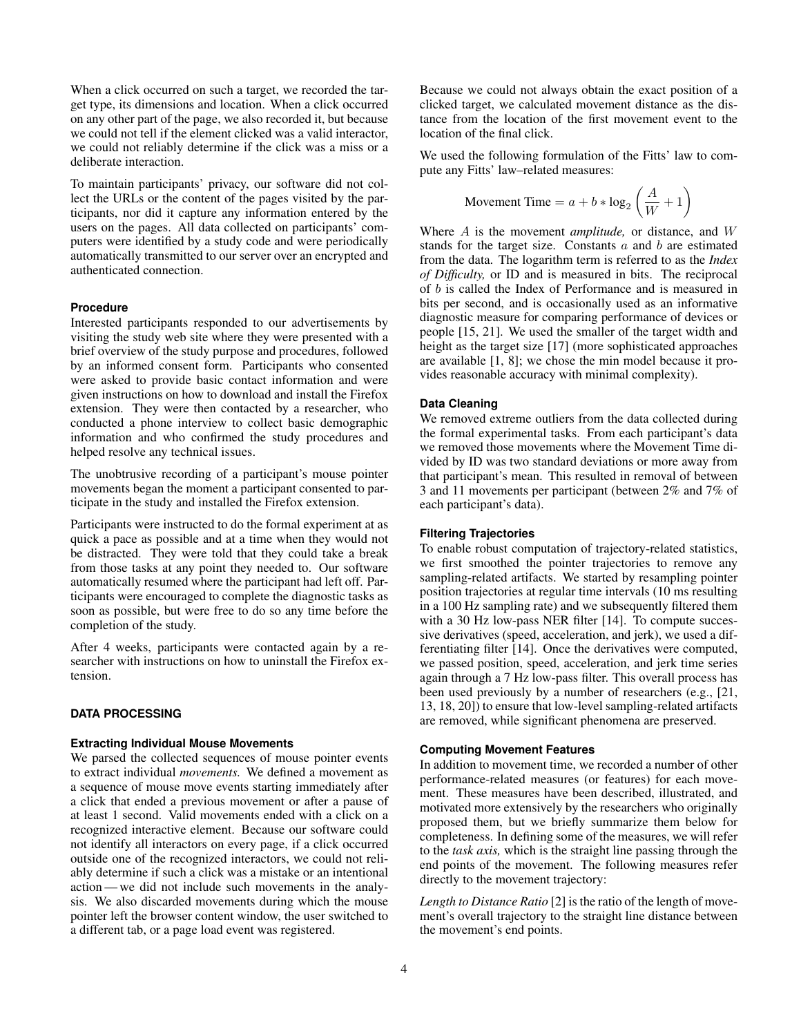When a click occurred on such a target, we recorded the target type, its dimensions and location. When a click occurred on any other part of the page, we also recorded it, but because we could not tell if the element clicked was a valid interactor, we could not reliably determine if the click was a miss or a deliberate interaction.

To maintain participants' privacy, our software did not collect the URLs or the content of the pages visited by the participants, nor did it capture any information entered by the users on the pages. All data collected on participants' computers were identified by a study code and were periodically automatically transmitted to our server over an encrypted and authenticated connection.

### Procedure

Interested participants responded to our advertisements by visiting the study web site where they were presented with a brief overview of the study purpose and procedures, followed by an informed consent form. Participants who consented were asked to provide basic contact information and were given instructions on how to download and install the Firefox extension. They were then contacted by a researcher, who conducted a phone interview to collect basic demographic information and who confirmed the study procedures and helped resolve any technical issues.

The unobtrusive recording of a participant's mouse pointer movements began the moment a participant consented to participate in the study and installed the Firefox extension.

Participants were instructed to do the formal experiment at as quick a pace as possible and at a time when they would not be distracted. They were told that they could take a break from those tasks at any point they needed to. Our software automatically resumed where the participant had left off. Participants were encouraged to complete the diagnostic tasks as soon as possible, but were free to do so any time before the completion of the study.

After 4 weeks, participants were contacted again by a researcher with instructions on how to uninstall the Firefox extension.

## DATA PROCESSING

### Extracting Individual Mouse Movements

We parsed the collected sequences of mouse pointer events to extract individual *movements.* We defined a movement as a sequence of mouse move events starting immediately after a click that ended a previous movement or after a pause of at least 1 second. Valid movements ended with a click on a recognized interactive element. Because our software could not identify all interactors on every page, if a click occurred outside one of the recognized interactors, we could not reliably determine if such a click was a mistake or an intentional action — we did not include such movements in the analysis. We also discarded movements during which the mouse pointer left the browser content window, the user switched to a different tab, or a page load event was registered.

Because we could not always obtain the exact position of a clicked target, we calculated movement distance as the distance from the location of the first movement event to the location of the final click.

We used the following formulation of the Fitts' law to compute any Fitts' law–related measures:

$$\text{Movement Time} = a + b * \log_2\left(\frac{A}{W} + 1\right)$$

Where $A$ is the movement *amplitude,* or distance, and $W$ stands for the target size. Constants $a$ and $b$ are estimated from the data. The logarithm term is referred to as the *Index of Difficulty,* or ID and is measured in bits. The reciprocal of $b$ is called the Index of Performance and is measured in bits per second, and is occasionally used as an informative diagnostic measure for comparing performance of devices or people [15, 21]. We used the smaller of the target width and height as the target size [17] (more sophisticated approaches are available [1, 8]; we chose the min model because it provides reasonable accuracy with minimal complexity).

### Data Cleaning

We removed extreme outliers from the data collected during the formal experimental tasks. From each participant's data we removed those movements where the Movement Time divided by ID was two standard deviations or more away from that participant's mean. This resulted in removal of between 3 and 11 movements per participant (between 2% and 7% of each participant's data).

### Filtering Trajectories

To enable robust computation of trajectory-related statistics, we first smoothed the pointer trajectories to remove any sampling-related artifacts. We started by resampling pointer position trajectories at regular time intervals (10 ms resulting in a 100 Hz sampling rate) and we subsequently filtered them with a 30 Hz low-pass NER filter [14]. To compute successive derivatives (speed, acceleration, and jerk), we used a differentiating filter [14]. Once the derivatives were computed, we passed position, speed, acceleration, and jerk time series again through a 7 Hz low-pass filter. This overall process has been used previously by a number of researchers (e.g., [21, 13, 18, 20]) to ensure that low-level sampling-related artifacts are removed, while significant phenomena are preserved.

### Computing Movement Features

In addition to movement time, we recorded a number of other performance-related measures (or features) for each movement. These measures have been described, illustrated, and motivated more extensively by the researchers who originally proposed them, but we briefly summarize them below for completeness. In defining some of the measures, we will refer to the *task axis,* which is the straight line passing through the end points of the movement. The following measures refer directly to the movement trajectory:

*Length to Distance Ratio* [2] is the ratio of the length of movement's overall trajectory to the straight line distance between the movement's end points.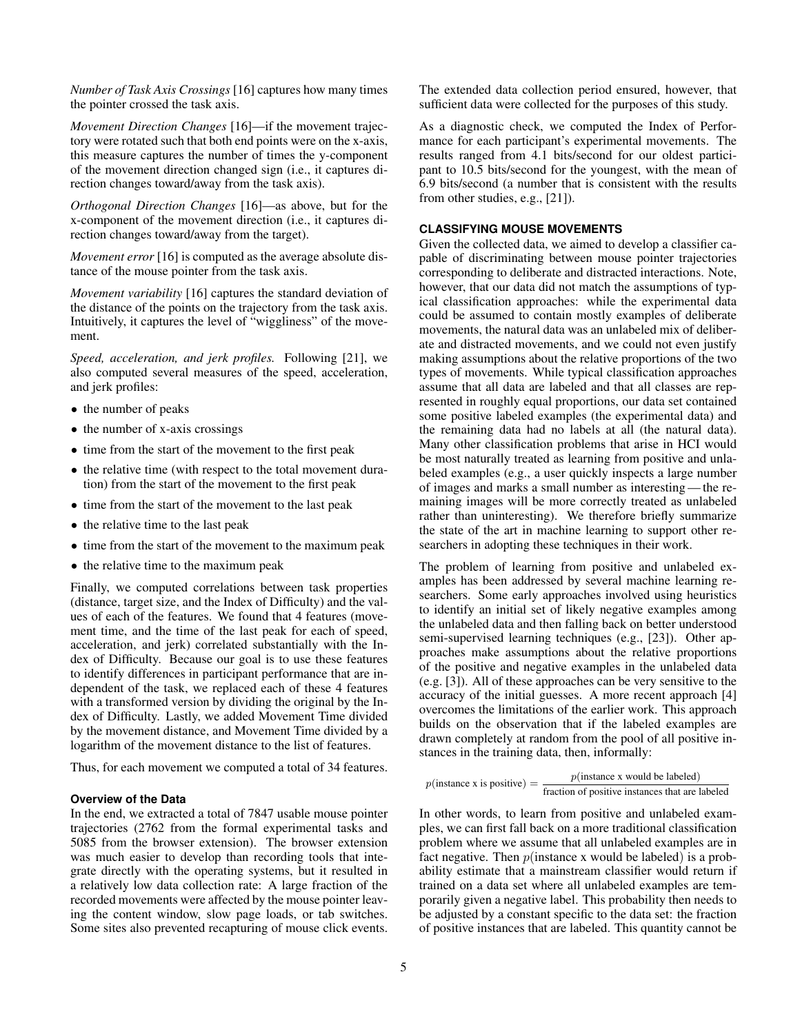*Number of Task Axis Crossings* [16] captures how many times the pointer crossed the task axis.

*Movement Direction Changes* [16]—if the movement trajectory were rotated such that both end points were on the x-axis, this measure captures the number of times the y-component of the movement direction changed sign (i.e., it captures direction changes toward/away from the task axis).

*Orthogonal Direction Changes* [16]—as above, but for the x-component of the movement direction (i.e., it captures direction changes toward/away from the target).

*Movement error* [16] is computed as the average absolute distance of the mouse pointer from the task axis.

*Movement variability* [16] captures the standard deviation of the distance of the points on the trajectory from the task axis. Intuitively, it captures the level of "wiggliness" of the movement.

*Speed, acceleration, and jerk profiles.* Following [21], we also computed several measures of the speed, acceleration, and jerk profiles:

- the number of peaks
- the number of x-axis crossings
- time from the start of the movement to the first peak
- the relative time (with respect to the total movement duration) from the start of the movement to the first peak
- time from the start of the movement to the last peak
- the relative time to the last peak
- time from the start of the movement to the maximum peak
- the relative time to the maximum peak

Finally, we computed correlations between task properties (distance, target size, and the Index of Difficulty) and the values of each of the features. We found that 4 features (movement time, and the time of the last peak for each of speed, acceleration, and jerk) correlated substantially with the Index of Difficulty. Because our goal is to use these features to identify differences in participant performance that are independent of the task, we replaced each of these 4 features with a transformed version by dividing the original by the Index of Difficulty. Lastly, we added Movement Time divided by the movement distance, and Movement Time divided by a logarithm of the movement distance to the list of features.

Thus, for each movement we computed a total of 34 features.

### Overview of the Data

In the end, we extracted a total of 7847 usable mouse pointer trajectories (2762 from the formal experimental tasks and 5085 from the browser extension). The browser extension was much easier to develop than recording tools that integrate directly with the operating systems, but it resulted in a relatively low data collection rate: A large fraction of the recorded movements were affected by the mouse pointer leaving the content window, slow page loads, or tab switches. Some sites also prevented recapturing of mouse click events. The extended data collection period ensured, however, that sufficient data were collected for the purposes of this study.

As a diagnostic check, we computed the Index of Performance for each participant's experimental movements. The results ranged from 4.1 bits/second for our oldest participant to 10.5 bits/second for the youngest, with the mean of 6.9 bits/second (a number that is consistent with the results from other studies, e.g., [21]).

## CLASSIFYING MOUSE MOVEMENTS

Given the collected data, we aimed to develop a classifier capable of discriminating between mouse pointer trajectories corresponding to deliberate and distracted interactions. Note, however, that our data did not match the assumptions of typical classification approaches: while the experimental data could be assumed to contain mostly examples of deliberate movements, the natural data was an unlabeled mix of deliberate and distracted movements, and we could not even justify making assumptions about the relative proportions of the two types of movements. While typical classification approaches assume that all data are labeled and that all classes are represented in roughly equal proportions, our data set contained some positive labeled examples (the experimental data) and the remaining data had no labels at all (the natural data). Many other classification problems that arise in HCI would be most naturally treated as learning from positive and unlabeled examples (e.g., a user quickly inspects a large number of images and marks a small number as interesting — the remaining images will be more correctly treated as unlabeled rather than uninteresting). We therefore briefly summarize the state of the art in machine learning to support other researchers in adopting these techniques in their work.

The problem of learning from positive and unlabeled examples has been addressed by several machine learning researchers. Some early approaches involved using heuristics to identify an initial set of likely negative examples among the unlabeled data and then falling back on better understood semi-supervised learning techniques (e.g., [23]). Other approaches make assumptions about the relative proportions of the positive and negative examples in the unlabeled data (e.g. [3]). All of these approaches can be very sensitive to the accuracy of the initial guesses. A more recent approach [4] overcomes the limitations of the earlier work. This approach builds on the observation that if the labeled examples are drawn completely at random from the pool of all positive instances in the training data, then, informally:

$$p(\text{instance x is positive}) = \frac{p(\text{instance x would be labeled})}{\text{fraction of positive instances that are labeled}}$$

In other words, to learn from positive and unlabeled examples, we can first fall back on a more traditional classification problem where we assume that all unlabeled examples are in fact negative. Then $p(\text{instance x would be labeled})$ is a probability estimate that a mainstream classifier would return if trained on a data set where all unlabeled examples are temporarily given a negative label. This probability then needs to be adjusted by a constant specific to the data set: the fraction of positive instances that are labeled. This quantity cannot be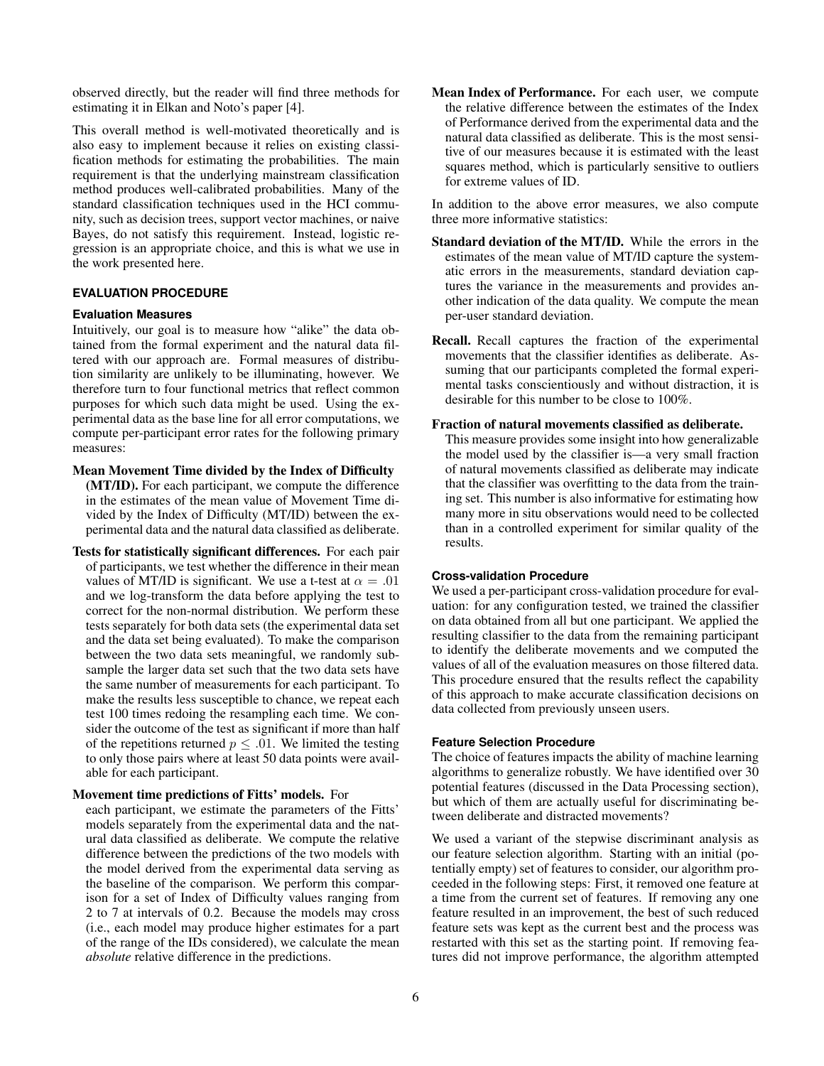observed directly, but the reader will find three methods for estimating it in Elkan and Noto's paper [4].

This overall method is well-motivated theoretically and is also easy to implement because it relies on existing classification methods for estimating the probabilities. The main requirement is that the underlying mainstream classification method produces well-calibrated probabilities. Many of the standard classification techniques used in the HCI community, such as decision trees, support vector machines, or naive Bayes, do not satisfy this requirement. Instead, logistic regression is an appropriate choice, and this is what we use in the work presented here.

## EVALUATION PROCEDURE

### Evaluation Measures

Intuitively, our goal is to measure how "alike" the data obtained from the formal experiment and the natural data filtered with our approach are. Formal measures of distribution similarity are unlikely to be illuminating, however. We therefore turn to four functional metrics that reflect common purposes for which such data might be used. Using the experimental data as the base line for all error computations, we compute per-participant error rates for the following primary measures:

**Mean Movement Time divided by the Index of Difficulty (MT/ID).** For each participant, we compute the difference in the estimates of the mean value of Movement Time divided by the Index of Difficulty (MT/ID) between the experimental data and the natural data classified as deliberate.

**Tests for statistically significant differences.** For each pair of participants, we test whether the difference in their mean values of MT/ID is significant. We use a t-test at $\alpha = .01$ and we log-transform the data before applying the test to correct for the non-normal distribution. We perform these tests separately for both data sets (the experimental data set and the data set being evaluated). To make the comparison between the two data sets meaningful, we randomly subsample the larger data set such that the two data sets have the same number of measurements for each participant. To make the results less susceptible to chance, we repeat each test 100 times redoing the resampling each time. We consider the outcome of the test as significant if more than half of the repetitions returned $p \leq .01$. We limited the testing to only those pairs where at least 50 data points were available for each participant.

**Movement time predictions of Fitts' models.** For each participant, we estimate the parameters of the Fitts' models separately from the experimental data and the natural data classified as deliberate. We compute the relative difference between the predictions of the two models with the model derived from the experimental data serving as the baseline of the comparison. We perform this comparison for a set of Index of Difficulty values ranging from 2 to 7 at intervals of 0.2. Because the models may cross (i.e., each model may produce higher estimates for a part of the range of the IDs considered), we calculate the mean *absolute* relative difference in the predictions.

**Mean Index of Performance.** For each user, we compute the relative difference between the estimates of the Index of Performance derived from the experimental data and the natural data classified as deliberate. This is the most sensitive of our measures because it is estimated with the least squares method, which is particularly sensitive to outliers for extreme values of ID.

In addition to the above error measures, we also compute three more informative statistics:

**Standard deviation of the MT/ID.** While the errors in the estimates of the mean value of MT/ID capture the systematic errors in the measurements, standard deviation captures the variance in the measurements and provides another indication of the data quality. We compute the mean per-user standard deviation.

**Recall.** Recall captures the fraction of the experimental movements that the classifier identifies as deliberate. Assuming that our participants completed the formal experimental tasks conscientiously and without distraction, it is desirable for this number to be close to 100%.

**Fraction of natural movements classified as deliberate.** This measure provides some insight into how generalizable the model used by the classifier is—a very small fraction of natural movements classified as deliberate may indicate that the classifier was overfitting to the data from the training set. This number is also informative for estimating how many more in situ observations would need to be collected than in a controlled experiment for similar quality of the results.

### Cross-validation Procedure

We used a per-participant cross-validation procedure for evaluation: for any configuration tested, we trained the classifier on data obtained from all but one participant. We applied the resulting classifier to the data from the remaining participant to identify the deliberate movements and we computed the values of all of the evaluation measures on those filtered data. This procedure ensured that the results reflect the capability of this approach to make accurate classification decisions on data collected from previously unseen users.

### Feature Selection Procedure

The choice of features impacts the ability of machine learning algorithms to generalize robustly. We have identified over 30 potential features (discussed in the Data Processing section), but which of them are actually useful for discriminating between deliberate and distracted movements?

We used a variant of the stepwise discriminant analysis as our feature selection algorithm. Starting with an initial (potentially empty) set of features to consider, our algorithm proceeded in the following steps: First, it removed one feature at a time from the current set of features. If removing any one feature resulted in an improvement, the best of such reduced feature sets was kept as the current best and the process was restarted with this set as the starting point. If removing features did not improve performance, the algorithm attempted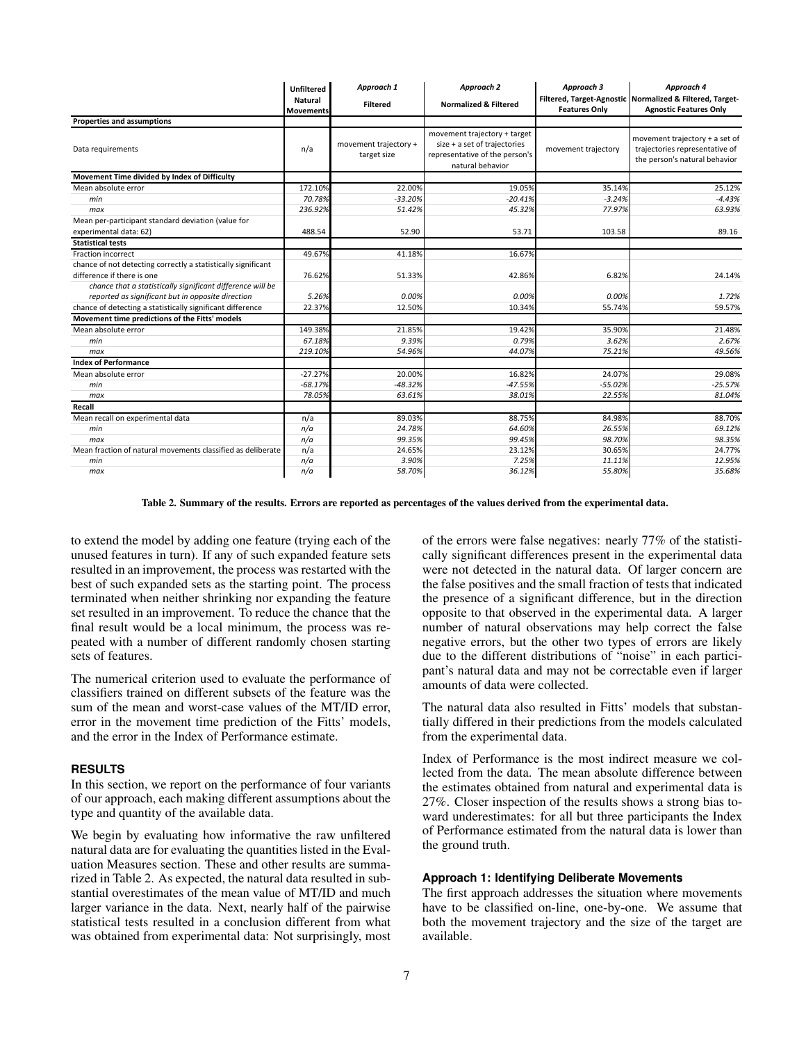| | Unfiltered Natural Movements | Approach 1 Filtered | Approach 2 Normalized & Filtered | Approach 3 Filtered, Target-Agnostic Features Only | Approach 4 Normalized & Filtered, Target-Agnostic Features Only |
|---|---|---|---|---|---|
| **Properties and assumptions** | | | | | |
| Data requirements | n/a | movement trajectory + target size | movement trajectory + target size + a set of trajectories representative of the person's natural behavior | movement trajectory | movement trajectory + a set of trajectories representative of the person's natural behavior |
| **Movement Time divided by Index of Difficulty** | | | | | |
| Mean absolute error | 172.10% | 22.00% | 19.05% | 35.14% | 25.12% |
| *min* | *70.78%* | *-33.20%* | *-20.41%* | *-3.24%* | *-4.43%* |
| *max* | *236.92%* | *51.42%* | *45.32%* | *77.97%* | *63.93%* |
| Mean per-participant standard deviation (value for experimental data: 62) | 488.54 | 52.90 | 53.71 | 103.58 | 89.16 |
| **Statistical tests** | | | | | |
| Fraction incorrect | 49.67% | 41.18% | 16.67% | | |
| chance of not detecting correctly a statistically significant difference if there is one | 76.62% | 51.33% | 42.86% | 6.82% | 24.14% |
| *chance that a statistically significant difference will be reported as significant but in opposite direction* | *5.26%* | *0.00%* | *0.00%* | *0.00%* | *1.72%* |
| chance of detecting a statistically significant difference | 22.37% | 12.50% | 10.34% | 55.74% | 59.57% |
| **Movement time predictions of the Fitts' models** | | | | | |
| Mean absolute error | 149.38% | 21.85% | 19.42% | 35.90% | 21.48% |
| *min* | *67.18%* | *9.39%* | *0.79%* | *3.62%* | *2.67%* |
| *max* | *219.10%* | *54.96%* | *44.07%* | *75.21%* | *49.56%* |
| **Index of Performance** | | | | | |
| Mean absolute error | -27.27% | 20.00% | 16.82% | 24.07% | 29.08% |
| *min* | *-68.17%* | *-48.32%* | *-47.55%* | *-55.02%* | *-25.57%* |
| *max* | *78.05%* | *63.61%* | *38.01%* | *22.55%* | *81.04%* |
| **Recall** | | | | | |
| Mean recall on experimental data | n/a | 89.03% | 88.75% | 84.98% | 88.70% |
| *min* | *n/a* | *24.78%* | *64.60%* | *26.55%* | *69.12%* |
| *max* | *n/a* | *99.35%* | *99.45%* | *98.70%* | *98.35%* |
| Mean fraction of natural movements classified as deliberate | n/a | 24.65% | 23.12% | 30.65% | 24.77% |
| *min* | *n/a* | *3.90%* | *7.25%* | *11.11%* | *12.95%* |
| *max* | *n/a* | *58.70%* | *36.12%* | *55.80%* | *35.68%* |

**Table 2. Summary of the results. Errors are reported as percentages of the values derived from the experimental data.**

to extend the model by adding one feature (trying each of the unused features in turn). If any of such expanded feature sets resulted in an improvement, the process was restarted with the best of such expanded sets as the starting point. The process terminated when neither shrinking nor expanding the feature set resulted in an improvement. To reduce the chance that the final result would be a local minimum, the process was repeated with a number of different randomly chosen starting sets of features.

The numerical criterion used to evaluate the performance of classifiers trained on different subsets of the feature was the sum of the mean and worst-case values of the MT/ID error, error in the movement time prediction of the Fitts' models, and the error in the Index of Performance estimate.

## RESULTS

In this section, we report on the performance of four variants of our approach, each making different assumptions about the type and quantity of the available data.

We begin by evaluating how informative the raw unfiltered natural data are for evaluating the quantities listed in the Evaluation Measures section. These and other results are summarized in Table 2. As expected, the natural data resulted in substantial overestimates of the mean value of MT/ID and much larger variance in the data. Next, nearly half of the pairwise statistical tests resulted in a conclusion different from what was obtained from experimental data: Not surprisingly, most of the errors were false negatives: nearly 77% of the statistically significant differences present in the experimental data were not detected in the natural data. Of larger concern are the false positives and the small fraction of tests that indicated the presence of a significant difference, but in the direction opposite to that observed in the experimental data. A larger number of natural observations may help correct the false negative errors, but the other two types of errors are likely due to the different distributions of "noise" in each participant's natural data and may not be correctable even if larger amounts of data were collected.

The natural data also resulted in Fitts' models that substantially differed in their predictions from the models calculated from the experimental data.

Index of Performance is the most indirect measure we collected from the data. The mean absolute difference between the estimates obtained from natural and experimental data is 27%. Closer inspection of the results shows a strong bias toward underestimates: for all but three participants the Index of Performance estimated from the natural data is lower than the ground truth.

### Approach 1: Identifying Deliberate Movements

The first approach addresses the situation where movements have to be classified on-line, one-by-one. We assume that both the movement trajectory and the size of the target are available.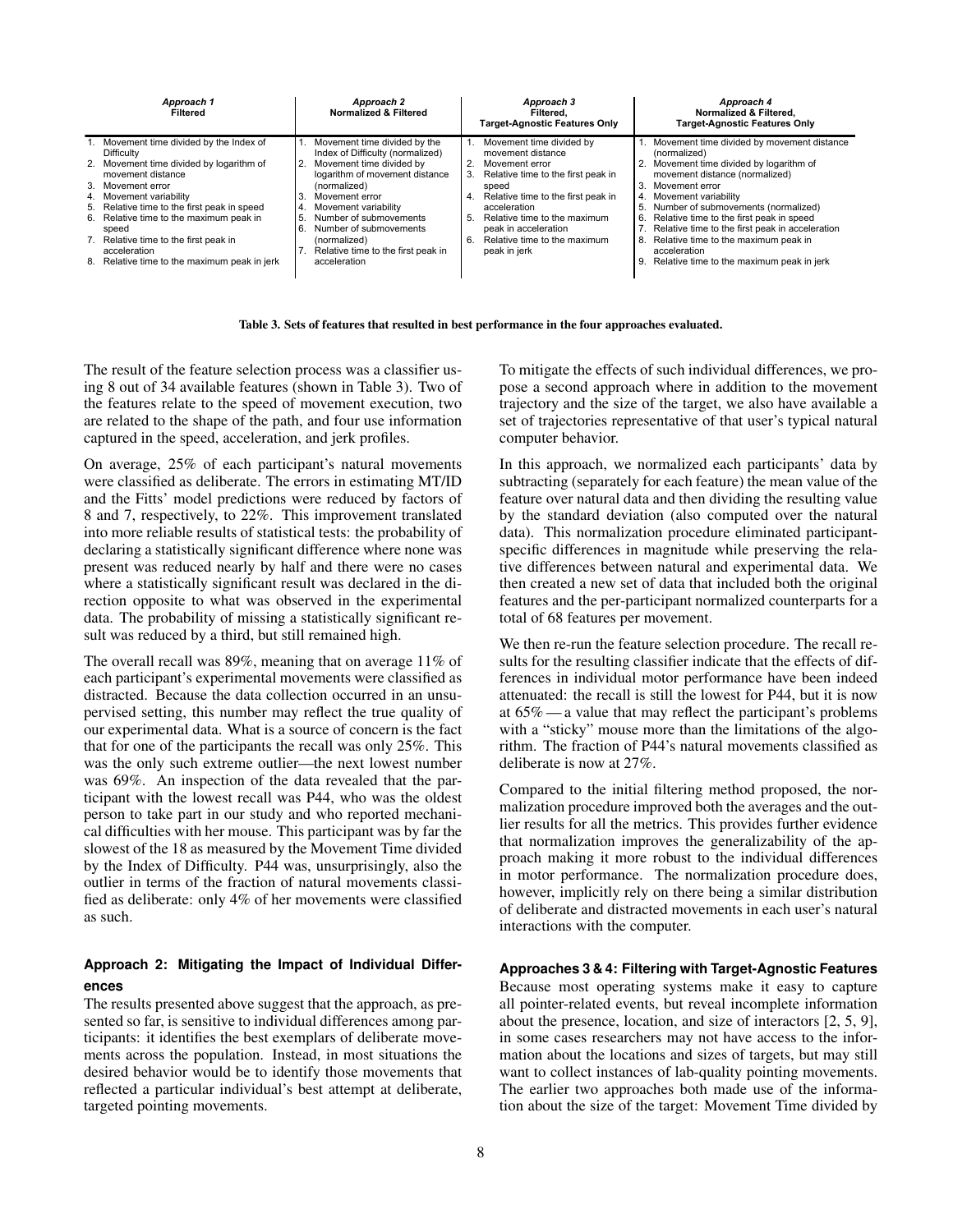| Approach 1<br>Filtered | Approach 2<br>Normalized & Filtered | Approach 3<br>Filtered,<br>Target-Agnostic Features Only | Approach 4<br>Normalized & Filtered,<br>Target-Agnostic Features Only |
|---|---|---|---|
| 1. Movement time divided by the Index of Difficulty<br>2. Movement time divided by logarithm of movement distance<br>3. Movement error<br>4. Movement variability<br>5. Relative time to the first peak in speed<br>6. Relative time to the maximum peak in speed<br>7. Relative time to the first peak in acceleration<br>8. Relative time to the maximum peak in jerk | 1. Movement time divided by the Index of Difficulty (normalized)<br>2. Movement time divided by logarithm of movement distance (normalized)<br>3. Movement error<br>4. Movement variability<br>5. Number of submovements<br>6. Number of submovements (normalized)<br>7. Relative time to the first peak in acceleration | 1. Movement time divided by movement distance<br>2. Movement error<br>3. Relative time to the first peak in speed<br>4. Relative time to the first peak in acceleration<br>5. Relative time to the maximum peak in acceleration<br>6. Relative time to the maximum peak in jerk | 1. Movement time divided by movement distance (normalized)<br>2. Movement time divided by logarithm of movement distance (normalized)<br>3. Movement error<br>4. Movement variability<br>5. Number of submovements (normalized)<br>6. Relative time to the first peak in speed<br>7. Relative time to the first peak in acceleration<br>8. Relative time to the maximum peak in acceleration<br>9. Relative time to the maximum peak in jerk |

**Table 3. Sets of features that resulted in best performance in the four approaches evaluated.**

The result of the feature selection process was a classifier using 8 out of 34 available features (shown in Table 3). Two of the features relate to the speed of movement execution, two are related to the shape of the path, and four use information captured in the speed, acceleration, and jerk profiles.

On average, 25% of each participant's natural movements were classified as deliberate. The errors in estimating MT/ID and the Fitts' model predictions were reduced by factors of 8 and 7, respectively, to 22%. This improvement translated into more reliable results of statistical tests: the probability of declaring a statistically significant difference where none was present was reduced nearly by half and there were no cases where a statistically significant result was declared in the direction opposite to what was observed in the experimental data. The probability of missing a statistically significant result was reduced by a third, but still remained high.

The overall recall was 89%, meaning that on average 11% of each participant's experimental movements were classified as distracted. Because the data collection occurred in an unsupervised setting, this number may reflect the true quality of our experimental data. What is a source of concern is the fact that for one of the participants the recall was only 25%. This was the only such extreme outlier—the next lowest number was 69%. An inspection of the data revealed that the participant with the lowest recall was P44, who was the oldest person to take part in our study and who reported mechanical difficulties with her mouse. This participant was by far the slowest of the 18 as measured by the Movement Time divided by the Index of Difficulty. P44 was, unsurprisingly, also the outlier in terms of the fraction of natural movements classified as deliberate: only 4% of her movements were classified as such.

### Approach 2: Mitigating the Impact of Individual Differences

The results presented above suggest that the approach, as presented so far, is sensitive to individual differences among participants: it identifies the best exemplars of deliberate movements across the population. Instead, in most situations the desired behavior would be to identify those movements that reflected a particular individual's best attempt at deliberate, targeted pointing movements.

To mitigate the effects of such individual differences, we propose a second approach where in addition to the movement trajectory and the size of the target, we also have available a set of trajectories representative of that user's typical natural computer behavior.

In this approach, we normalized each participants' data by subtracting (separately for each feature) the mean value of the feature over natural data and then dividing the resulting value by the standard deviation (also computed over the natural data). This normalization procedure eliminated participant-specific differences in magnitude while preserving the relative differences between natural and experimental data. We then created a new set of data that included both the original features and the per-participant normalized counterparts for a total of 68 features per movement.

We then re-run the feature selection procedure. The recall results for the resulting classifier indicate that the effects of differences in individual motor performance have been indeed attenuated: the recall is still the lowest for P44, but it is now at 65% — a value that may reflect the participant's problems with a "sticky" mouse more than the limitations of the algorithm. The fraction of P44's natural movements classified as deliberate is now at 27%.

Compared to the initial filtering method proposed, the normalization procedure improved both the averages and the outlier results for all the metrics. This provides further evidence that normalization improves the generalizability of the approach making it more robust to the individual differences in motor performance. The normalization procedure does, however, implicitly rely on there being a similar distribution of deliberate and distracted movements in each user's natural interactions with the computer.

### Approaches 3 & 4: Filtering with Target-Agnostic Features

Because most operating systems make it easy to capture all pointer-related events, but reveal incomplete information about the presence, location, and size of interactors [2, 5, 9], in some cases researchers may not have access to the information about the locations and sizes of targets, but may still want to collect instances of lab-quality pointing movements. The earlier two approaches both made use of the information about the size of the target: Movement Time divided by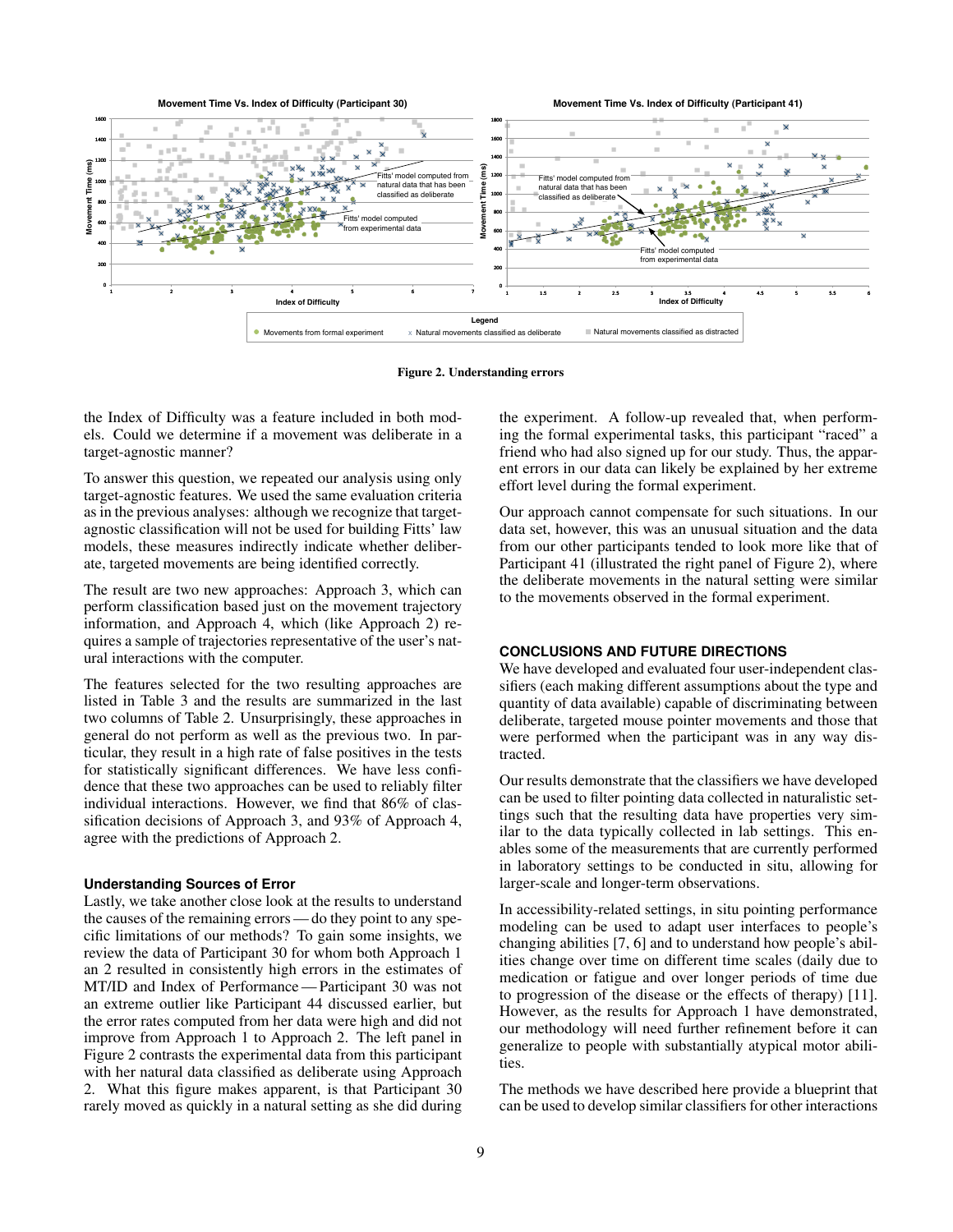Figure 2. Understanding errors

the Index of Difficulty was a feature included in both models. Could we determine if a movement was deliberate in a target-agnostic manner?

To answer this question, we repeated our analysis using only target-agnostic features. We used the same evaluation criteria as in the previous analyses: although we recognize that target-agnostic classification will not be used for building Fitts' law models, these measures indirectly indicate whether deliberate, targeted movements are being identified correctly.

The result are two new approaches: Approach 3, which can perform classification based just on the movement trajectory information, and Approach 4, which (like Approach 2) requires a sample of trajectories representative of the user's natural interactions with the computer.

The features selected for the two resulting approaches are listed in Table 3 and the results are summarized in the last two columns of Table 2. Unsurprisingly, these approaches in general do not perform as well as the previous two. In particular, they result in a high rate of false positives in the tests for statistically significant differences. We have less confidence that these two approaches can be used to reliably filter individual interactions. However, we find that 86% of classification decisions of Approach 3, and 93% of Approach 4, agree with the predictions of Approach 2.

### Understanding Sources of Error

Lastly, we take another close look at the results to understand the causes of the remaining errors — do they point to any specific limitations of our methods? To gain some insights, we review the data of Participant 30 for whom both Approach 1 an 2 resulted in consistently high errors in the estimates of MT/ID and Index of Performance — Participant 30 was not an extreme outlier like Participant 44 discussed earlier, but the error rates computed from her data were high and did not improve from Approach 1 to Approach 2. The left panel in Figure 2 contrasts the experimental data from this participant with her natural data classified as deliberate using Approach 2. What this figure makes apparent, is that Participant 30 rarely moved as quickly in a natural setting as she did during the experiment. A follow-up revealed that, when performing the formal experimental tasks, this participant "raced" a friend who had also signed up for our study. Thus, the apparent errors in our data can likely be explained by her extreme effort level during the formal experiment.

Our approach cannot compensate for such situations. In our data set, however, this was an unusual situation and the data from our other participants tended to look more like that of Participant 41 (illustrated the right panel of Figure 2), where the deliberate movements in the natural setting were similar to the movements observed in the formal experiment.

## CONCLUSIONS AND FUTURE DIRECTIONS

We have developed and evaluated four user-independent classifiers (each making different assumptions about the type and quantity of data available) capable of discriminating between deliberate, targeted mouse pointer movements and those that were performed when the participant was in any way distracted.

Our results demonstrate that the classifiers we have developed can be used to filter pointing data collected in naturalistic settings such that the resulting data have properties very similar to the data typically collected in lab settings. This enables some of the measurements that are currently performed in laboratory settings to be conducted in situ, allowing for larger-scale and longer-term observations.

In accessibility-related settings, in situ pointing performance modeling can be used to adapt user interfaces to people's changing abilities [7, 6] and to understand how people's abilities change over time on different time scales (daily due to medication or fatigue and over longer periods of time due to progression of the disease or the effects of therapy) [11]. However, as the results for Approach 1 have demonstrated, our methodology will need further refinement before it can generalize to people with substantially atypical motor abilities.

The methods we have described here provide a blueprint that can be used to develop similar classifiers for other interactions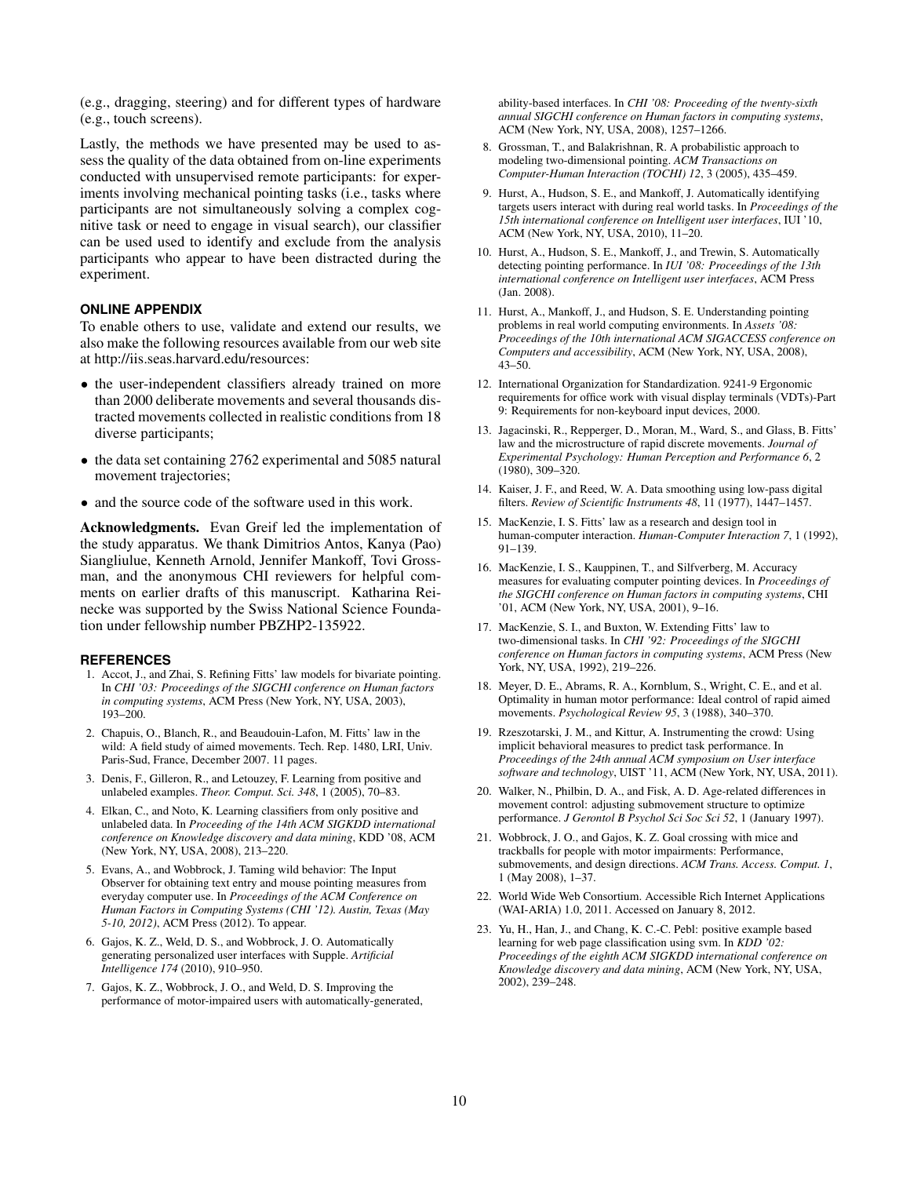(e.g., dragging, steering) and for different types of hardware (e.g., touch screens).

Lastly, the methods we have presented may be used to assess the quality of the data obtained from on-line experiments conducted with unsupervised remote participants: for experiments involving mechanical pointing tasks (i.e., tasks where participants are not simultaneously solving a complex cognitive task or need to engage in visual search), our classifier can be used used to identify and exclude from the analysis participants who appear to have been distracted during the experiment.

## ONLINE APPENDIX

To enable others to use, validate and extend our results, we also make the following resources available from our web site at http://iis.seas.harvard.edu/resources:

- the user-independent classifiers already trained on more than 2000 deliberate movements and several thousands distracted movements collected in realistic conditions from 18 diverse participants;
- the data set containing 2762 experimental and 5085 natural movement trajectories;
- and the source code of the software used in this work.

**Acknowledgments.** Evan Greif led the implementation of the study apparatus. We thank Dimitrios Antos, Kanya (Pao) Siangliulue, Kenneth Arnold, Jennifer Mankoff, Tovi Grossman, and the anonymous CHI reviewers for helpful comments on earlier drafts of this manuscript. Katharina Reinecke was supported by the Swiss National Science Foundation under fellowship number PBZHP2-135922.

## REFERENCES

1. Accot, J., and Zhai, S. Refining Fitts' law models for bivariate pointing. In *CHI '03: Proceedings of the SIGCHI conference on Human factors in computing systems*, ACM Press (New York, NY, USA, 2003), 193–200.
2. Chapuis, O., Blanch, R., and Beaudouin-Lafon, M. Fitts' law in the wild: A field study of aimed movements. Tech. Rep. 1480, LRI, Univ. Paris-Sud, France, December 2007. 11 pages.
3. Denis, F., Gilleron, R., and Letouzey, F. Learning from positive and unlabeled examples. *Theor. Comput. Sci. 348*, 1 (2005), 70–83.
4. Elkan, C., and Noto, K. Learning classifiers from only positive and unlabeled data. In *Proceeding of the 14th ACM SIGKDD international conference on Knowledge discovery and data mining*, KDD '08, ACM (New York, NY, USA, 2008), 213–220.
5. Evans, A., and Wobbrock, J. Taming wild behavior: The Input Observer for obtaining text entry and mouse pointing measures from everyday computer use. In *Proceedings of the ACM Conference on Human Factors in Computing Systems (CHI '12). Austin, Texas (May 5-10, 2012)*, ACM Press (2012). To appear.
6. Gajos, K. Z., Weld, D. S., and Wobbrock, J. O. Automatically generating personalized user interfaces with Supple. *Artificial Intelligence 174* (2010), 910–950.
7. Gajos, K. Z., Wobbrock, J. O., and Weld, D. S. Improving the performance of motor-impaired users with automatically-generated, ability-based interfaces. In *CHI '08: Proceeding of the twenty-sixth annual SIGCHI conference on Human factors in computing systems*, ACM (New York, NY, USA, 2008), 1257–1266.
8. Grossman, T., and Balakrishnan, R. A probabilistic approach to modeling two-dimensional pointing. *ACM Transactions on Computer-Human Interaction (TOCHI) 12*, 3 (2005), 435–459.
9. Hurst, A., Hudson, S. E., and Mankoff, J. Automatically identifying targets users interact with during real world tasks. In *Proceedings of the 15th international conference on Intelligent user interfaces*, IUI '10, ACM (New York, NY, USA, 2010), 11–20.
10. Hurst, A., Hudson, S. E., Mankoff, J., and Trewin, S. Automatically detecting pointing performance. In *IUI '08: Proceedings of the 13th international conference on Intelligent user interfaces*, ACM Press (Jan. 2008).
11. Hurst, A., Mankoff, J., and Hudson, S. E. Understanding pointing problems in real world computing environments. In *Assets '08: Proceedings of the 10th international ACM SIGACCESS conference on Computers and accessibility*, ACM (New York, NY, USA, 2008), 43–50.
12. International Organization for Standardization. 9241-9 Ergonomic requirements for office work with visual display terminals (VDTs)-Part 9: Requirements for non-keyboard input devices, 2000.
13. Jagacinski, R., Repperger, D., Moran, M., Ward, S., and Glass, B. Fitts' law and the microstructure of rapid discrete movements. *Journal of Experimental Psychology: Human Perception and Performance 6*, 2 (1980), 309–320.
14. Kaiser, J. F., and Reed, W. A. Data smoothing using low-pass digital filters. *Review of Scientific Instruments 48*, 11 (1977), 1447–1457.
15. MacKenzie, I. S. Fitts' law as a research and design tool in human-computer interaction. *Human-Computer Interaction 7*, 1 (1992), 91–139.
16. MacKenzie, I. S., Kauppinen, T., and Silfverberg, M. Accuracy measures for evaluating computer pointing devices. In *Proceedings of the SIGCHI conference on Human factors in computing systems*, CHI '01, ACM (New York, NY, USA, 2001), 9–16.
17. MacKenzie, S. I., and Buxton, W. Extending Fitts' law to two-dimensional tasks. In *CHI '92: Proceedings of the SIGCHI conference on Human factors in computing systems*, ACM Press (New York, NY, USA, 1992), 219–226.
18. Meyer, D. E., Abrams, R. A., Kornblum, S., Wright, C. E., and et al. Optimality in human motor performance: Ideal control of rapid aimed movements. *Psychological Review 95*, 3 (1988), 340–370.
19. Rzeszotarski, J. M., and Kittur, A. Instrumenting the crowd: Using implicit behavioral measures to predict task performance. In *Proceedings of the 24th annual ACM symposium on User interface software and technology*, UIST '11, ACM (New York, NY, USA, 2011).
20. Walker, N., Philbin, D. A., and Fisk, A. D. Age-related differences in movement control: adjusting submovement structure to optimize performance. *J Gerontol B Psychol Sci Soc Sci 52*, 1 (January 1997).
21. Wobbrock, J. O., and Gajos, K. Z. Goal crossing with mice and trackballs for people with motor impairments: Performance, submovements, and design directions. *ACM Trans. Access. Comput. 1*, 1 (May 2008), 1–37.
22. World Wide Web Consortium. Accessible Rich Internet Applications (WAI-ARIA) 1.0, 2011. Accessed on January 8, 2012.
23. Yu, H., Han, J., and Chang, K. C.-C. Pebl: positive example based learning for web page classification using svm. In *KDD '02: Proceedings of the eighth ACM SIGKDD international conference on Knowledge discovery and data mining*, ACM (New York, NY, USA, 2002), 239–248.